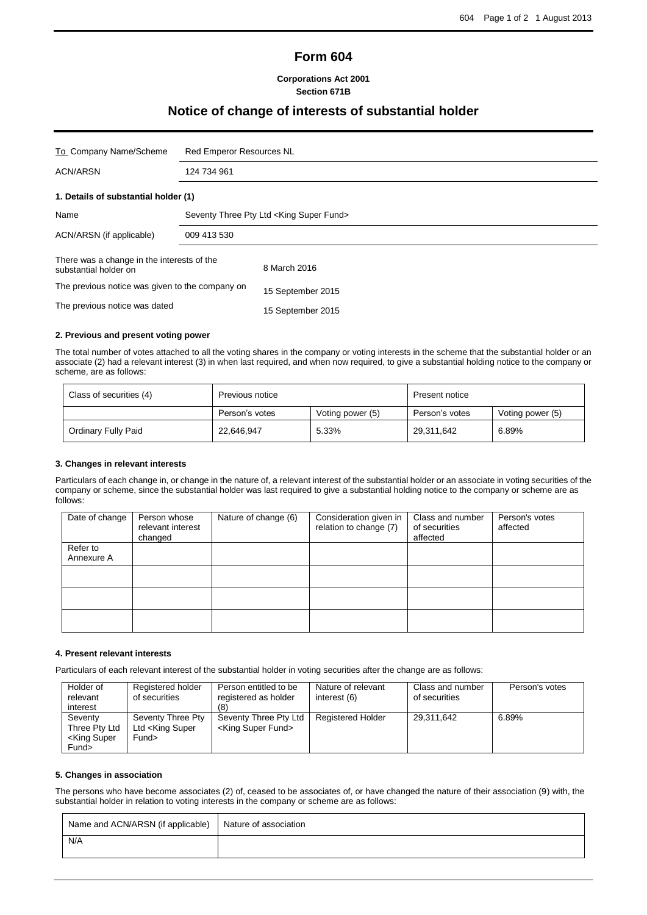# Form 604

**Corporations Act 2001**
**Section 671B**

## Notice of change of interests of substantial holder

| | |
|---|---|
| To Company Name/Scheme | Red Emperor Resources NL |
| ACN/ARSN | 124 734 961 |

**1. Details of substantial holder (1)**

| | |
|---|---|
| Name | Seventy Three Pty Ltd <King Super Fund> |
| ACN/ARSN (if applicable) | 009 413 530 |

| | |
|---|---|
| There was a change in the interests of the substantial holder on | 8 March 2016 |
| The previous notice was given to the company on | 15 September 2015 |
| The previous notice was dated | 15 September 2015 |

**2. Previous and present voting power**

The total number of votes attached to all the voting shares in the company or voting interests in the scheme that the substantial holder or an associate (2) had a relevant interest (3) in when last required, and when now required, to give a substantial holding notice to the company or scheme, are as follows:

| Class of securities (4) | Previous notice | | Present notice | |
|---|---|---|---|---|
| | Person's votes | Voting power (5) | Person's votes | Voting power (5) |
| Ordinary Fully Paid | 22,646,947 | 5.33% | 29,311,642 | 6.89% |

**3. Changes in relevant interests**

Particulars of each change in, or change in the nature of, a relevant interest of the substantial holder or an associate in voting securities of the company or scheme, since the substantial holder was last required to give a substantial holding notice to the company or scheme are as follows:

| Date of change | Person whose relevant interest changed | Nature of change (6) | Consideration given in relation to change (7) | Class and number of securities affected | Person's votes affected |
|---|---|---|---|---|---|
| Refer to Annexure A | | | | | |
| | | | | | |
| | | | | | |
| | | | | | |

**4. Present relevant interests**

Particulars of each relevant interest of the substantial holder in voting securities after the change are as follows:

| Holder of relevant interest | Registered holder of securities | Person entitled to be registered as holder (8) | Nature of relevant interest (6) | Class and number of securities | Person's votes |
|---|---|---|---|---|---|
| Seventy Three Pty Ltd <King Super Fund> | Seventy Three Pty Ltd <King Super Fund> | Seventy Three Pty Ltd <King Super Fund> | Registered Holder | 29,311,642 | 6.89% |

**5. Changes in association**

The persons who have become associates (2) of, ceased to be associates of, or have changed the nature of their association (9) with, the substantial holder in relation to voting interests in the company or scheme are as follows:

| Name and ACN/ARSN (if applicable) | Nature of association |
|---|---|
| N/A | |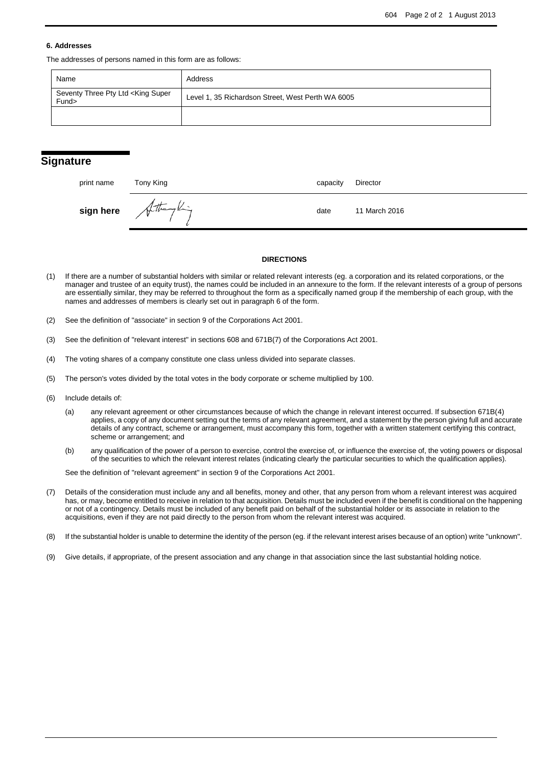### 6. Addresses

The addresses of persons named in this form are as follows:

| Name | Address |
| --- | --- |
| Seventy Three Pty Ltd <King Super Fund> | Level 1, 35 Richardson Street, West Perth WA 6005 |
| | |

## Signature

| | | | |
| --- | --- | --- | --- |
| print name | Tony King | capacity | Director |
| **sign here** | | date | 11 March 2016 |

**DIRECTIONS**

(1) If there are a number of substantial holders with similar or related relevant interests (eg. a corporation and its related corporations, or the manager and trustee of an equity trust), the names could be included in an annexure to the form. If the relevant interests of a group of persons are essentially similar, they may be referred to throughout the form as a specifically named group if the membership of each group, with the names and addresses of members is clearly set out in paragraph 6 of the form.

(2) See the definition of "associate" in section 9 of the Corporations Act 2001.

(3) See the definition of "relevant interest" in sections 608 and 671B(7) of the Corporations Act 2001.

(4) The voting shares of a company constitute one class unless divided into separate classes.

(5) The person's votes divided by the total votes in the body corporate or scheme multiplied by 100.

(6) Include details of:

(a) any relevant agreement or other circumstances because of which the change in relevant interest occurred. If subsection 671B(4) applies, a copy of any document setting out the terms of any relevant agreement, and a statement by the person giving full and accurate details of any contract, scheme or arrangement, must accompany this form, together with a written statement certifying this contract, scheme or arrangement; and

(b) any qualification of the power of a person to exercise, control the exercise of, or influence the exercise of, the voting powers or disposal of the securities to which the relevant interest relates (indicating clearly the particular securities to which the qualification applies).

See the definition of "relevant agreement" in section 9 of the Corporations Act 2001.

(7) Details of the consideration must include any and all benefits, money and other, that any person from whom a relevant interest was acquired has, or may, become entitled to receive in relation to that acquisition. Details must be included even if the benefit is conditional on the happening or not of a contingency. Details must be included of any benefit paid on behalf of the substantial holder or its associate in relation to the acquisitions, even if they are not paid directly to the person from whom the relevant interest was acquired.

(8) If the substantial holder is unable to determine the identity of the person (eg. if the relevant interest arises because of an option) write "unknown".

(9) Give details, if appropriate, of the present association and any change in that association since the last substantial holding notice.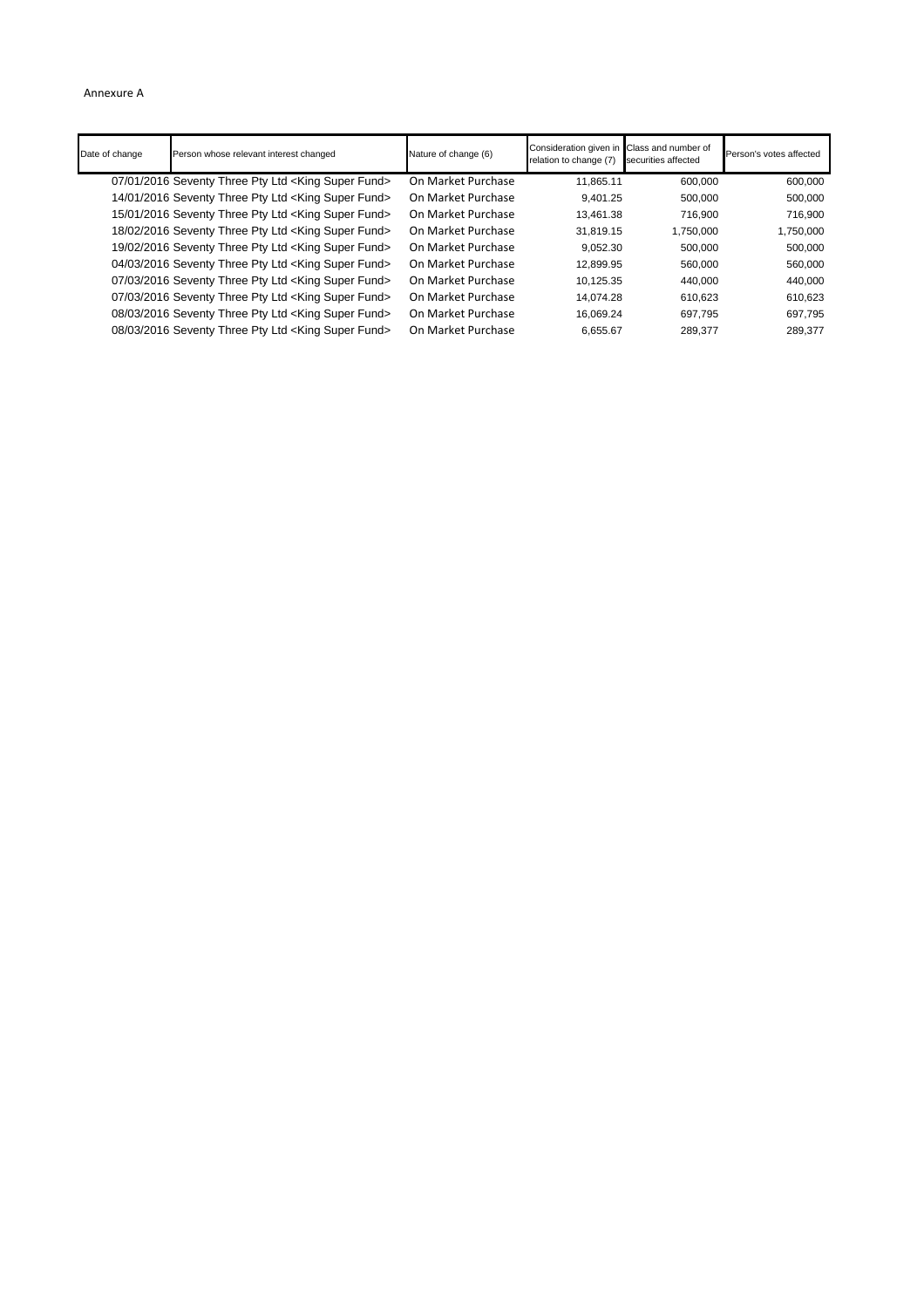Annexure A

| Date of change | Person whose relevant interest changed | Nature of change (6) | Consideration given in relation to change (7) | Class and number of securities affected | Person's votes affected |
|---|---|---|---|---|---|
| 07/01/2016 | Seventy Three Pty Ltd <King Super Fund> | On Market Purchase | 11,865.11 | 600,000 | 600,000 |
| 14/01/2016 | Seventy Three Pty Ltd <King Super Fund> | On Market Purchase | 9,401.25 | 500,000 | 500,000 |
| 15/01/2016 | Seventy Three Pty Ltd <King Super Fund> | On Market Purchase | 13,461.38 | 716,900 | 716,900 |
| 18/02/2016 | Seventy Three Pty Ltd <King Super Fund> | On Market Purchase | 31,819.15 | 1,750,000 | 1,750,000 |
| 19/02/2016 | Seventy Three Pty Ltd <King Super Fund> | On Market Purchase | 9,052.30 | 500,000 | 500,000 |
| 04/03/2016 | Seventy Three Pty Ltd <King Super Fund> | On Market Purchase | 12,899.95 | 560,000 | 560,000 |
| 07/03/2016 | Seventy Three Pty Ltd <King Super Fund> | On Market Purchase | 10,125.35 | 440,000 | 440,000 |
| 07/03/2016 | Seventy Three Pty Ltd <King Super Fund> | On Market Purchase | 14,074.28 | 610,623 | 610,623 |
| 08/03/2016 | Seventy Three Pty Ltd <King Super Fund> | On Market Purchase | 16,069.24 | 697,795 | 697,795 |
| 08/03/2016 | Seventy Three Pty Ltd <King Super Fund> | On Market Purchase | 6,655.67 | 289,377 | 289,377 |